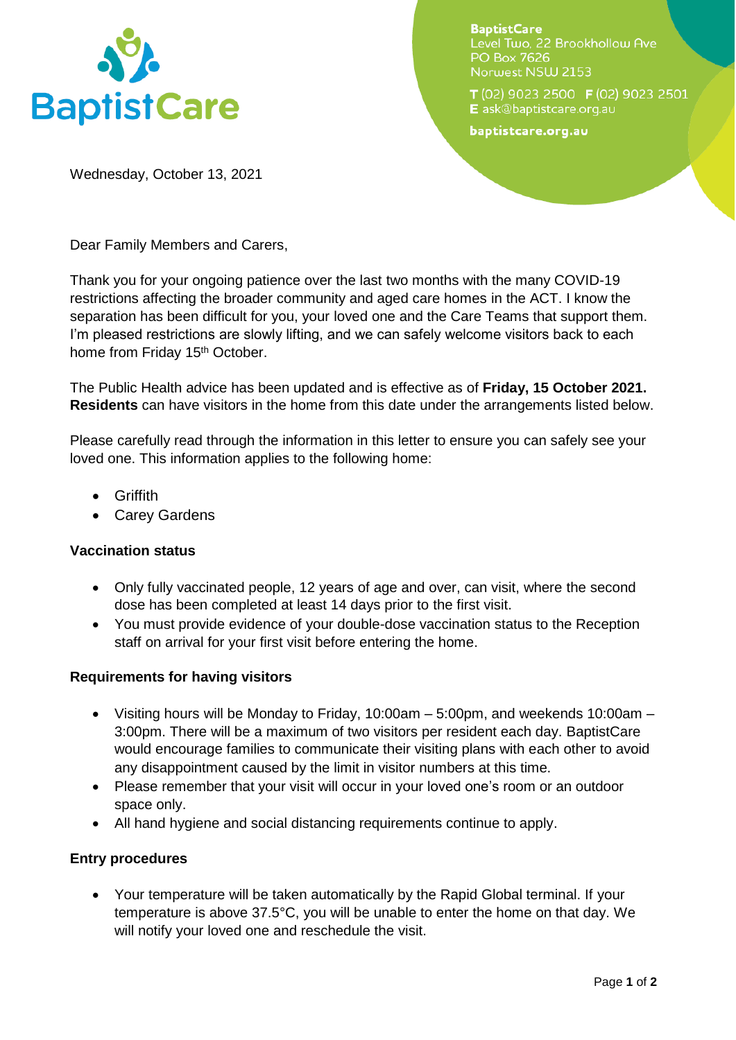BaptistCare
Level Two, 22 Brookhollow Ave
PO Box 7626
Norwest NSW 2153

T (02) 9023 2500 F (02) 9023 2501
E ask@baptistcare.org.au

baptistcare.org.au

Wednesday, October 13, 2021

Dear Family Members and Carers,

Thank you for your ongoing patience over the last two months with the many COVID-19 restrictions affecting the broader community and aged care homes in the ACT. I know the separation has been difficult for you, your loved one and the Care Teams that support them. I'm pleased restrictions are slowly lifting, and we can safely welcome visitors back to each home from Friday 15th October.

The Public Health advice has been updated and is effective as of **Friday, 15 October 2021. Residents** can have visitors in the home from this date under the arrangements listed below.

Please carefully read through the information in this letter to ensure you can safely see your loved one. This information applies to the following home:

- Griffith
- Carey Gardens

**Vaccination status**

- Only fully vaccinated people, 12 years of age and over, can visit, where the second dose has been completed at least 14 days prior to the first visit.
- You must provide evidence of your double-dose vaccination status to the Reception staff on arrival for your first visit before entering the home.

**Requirements for having visitors**

- Visiting hours will be Monday to Friday, 10:00am – 5:00pm, and weekends 10:00am – 3:00pm. There will be a maximum of two visitors per resident each day. BaptistCare would encourage families to communicate their visiting plans with each other to avoid any disappointment caused by the limit in visitor numbers at this time.
- Please remember that your visit will occur in your loved one's room or an outdoor space only.
- All hand hygiene and social distancing requirements continue to apply.

**Entry procedures**

- Your temperature will be taken automatically by the Rapid Global terminal. If your temperature is above 37.5°C, you will be unable to enter the home on that day. We will notify your loved one and reschedule the visit.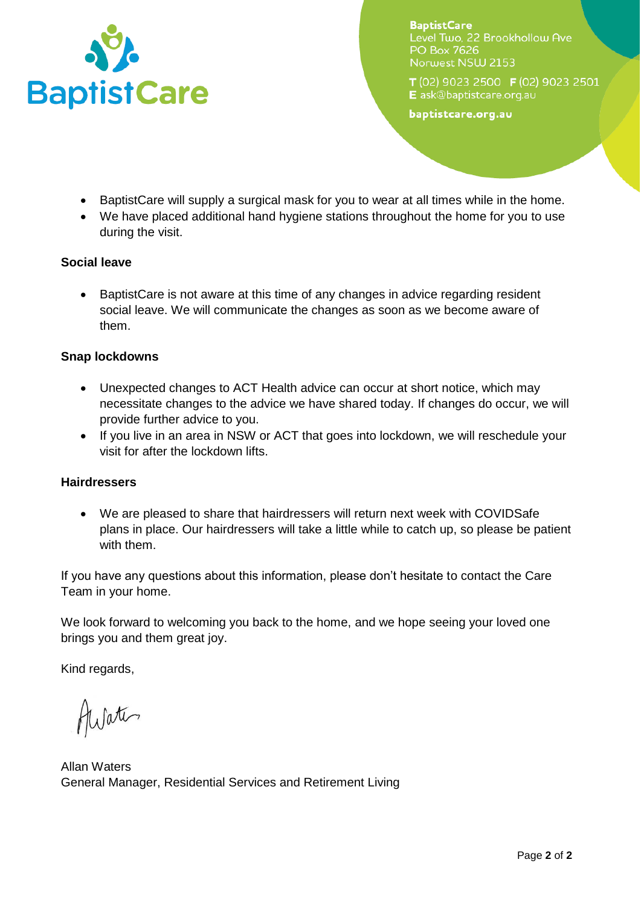- BaptistCare will supply a surgical mask for you to wear at all times while in the home.
- We have placed additional hand hygiene stations throughout the home for you to use during the visit.

**Social leave**

- BaptistCare is not aware at this time of any changes in advice regarding resident social leave. We will communicate the changes as soon as we become aware of them.

**Snap lockdowns**

- Unexpected changes to ACT Health advice can occur at short notice, which may necessitate changes to the advice we have shared today. If changes do occur, we will provide further advice to you.
- If you live in an area in NSW or ACT that goes into lockdown, we will reschedule your visit for after the lockdown lifts.

**Hairdressers**

- We are pleased to share that hairdressers will return next week with COVIDSafe plans in place. Our hairdressers will take a little while to catch up, so please be patient with them.

If you have any questions about this information, please don't hesitate to contact the Care Team in your home.

We look forward to welcoming you back to the home, and we hope seeing your loved one brings you and them great joy.

Kind regards,

Allan Waters
General Manager, Residential Services and Retirement Living